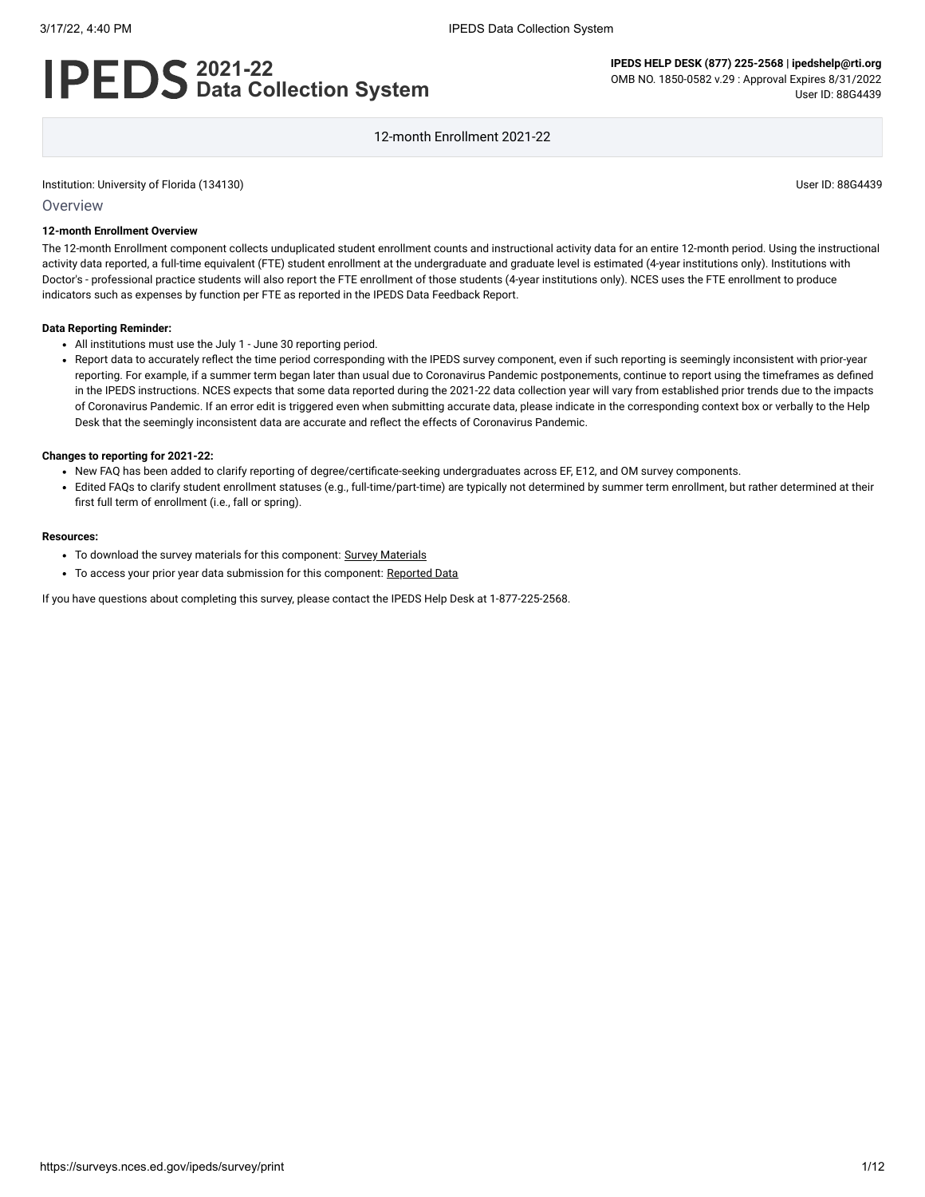# IPEDS 2021-22 Data Collection System

**IPEDS HELP DESK (877) 225-2568 | ipedshelp@rti.org**
OMB NO. 1850-0582 v.29 : Approval Expires 8/31/2022
User ID: 88G4439

12-month Enrollment 2021-22

Institution: University of Florida (134130)

User ID: 88G4439

## Overview

**12-month Enrollment Overview**

The 12-month Enrollment component collects unduplicated student enrollment counts and instructional activity data for an entire 12-month period. Using the instructional activity data reported, a full-time equivalent (FTE) student enrollment at the undergraduate and graduate level is estimated (4-year institutions only). Institutions with Doctor's - professional practice students will also report the FTE enrollment of those students (4-year institutions only). NCES uses the FTE enrollment to produce indicators such as expenses by function per FTE as reported in the IPEDS Data Feedback Report.

**Data Reporting Reminder:**

- All institutions must use the July 1 - June 30 reporting period.
- Report data to accurately reflect the time period corresponding with the IPEDS survey component, even if such reporting is seemingly inconsistent with prior-year reporting. For example, if a summer term began later than usual due to Coronavirus Pandemic postponements, continue to report using the timeframes as defined in the IPEDS instructions. NCES expects that some data reported during the 2021-22 data collection year will vary from established prior trends due to the impacts of Coronavirus Pandemic. If an error edit is triggered even when submitting accurate data, please indicate in the corresponding context box or verbally to the Help Desk that the seemingly inconsistent data are accurate and reflect the effects of Coronavirus Pandemic.

**Changes to reporting for 2021-22:**

- New FAQ has been added to clarify reporting of degree/certificate-seeking undergraduates across EF, E12, and OM survey components.
- Edited FAQs to clarify student enrollment statuses (e.g., full-time/part-time) are typically not determined by summer term enrollment, but rather determined at their first full term of enrollment (i.e., fall or spring).

**Resources:**

- To download the survey materials for this component: Survey Materials
- To access your prior year data submission for this component: Reported Data

If you have questions about completing this survey, please contact the IPEDS Help Desk at 1-877-225-2568.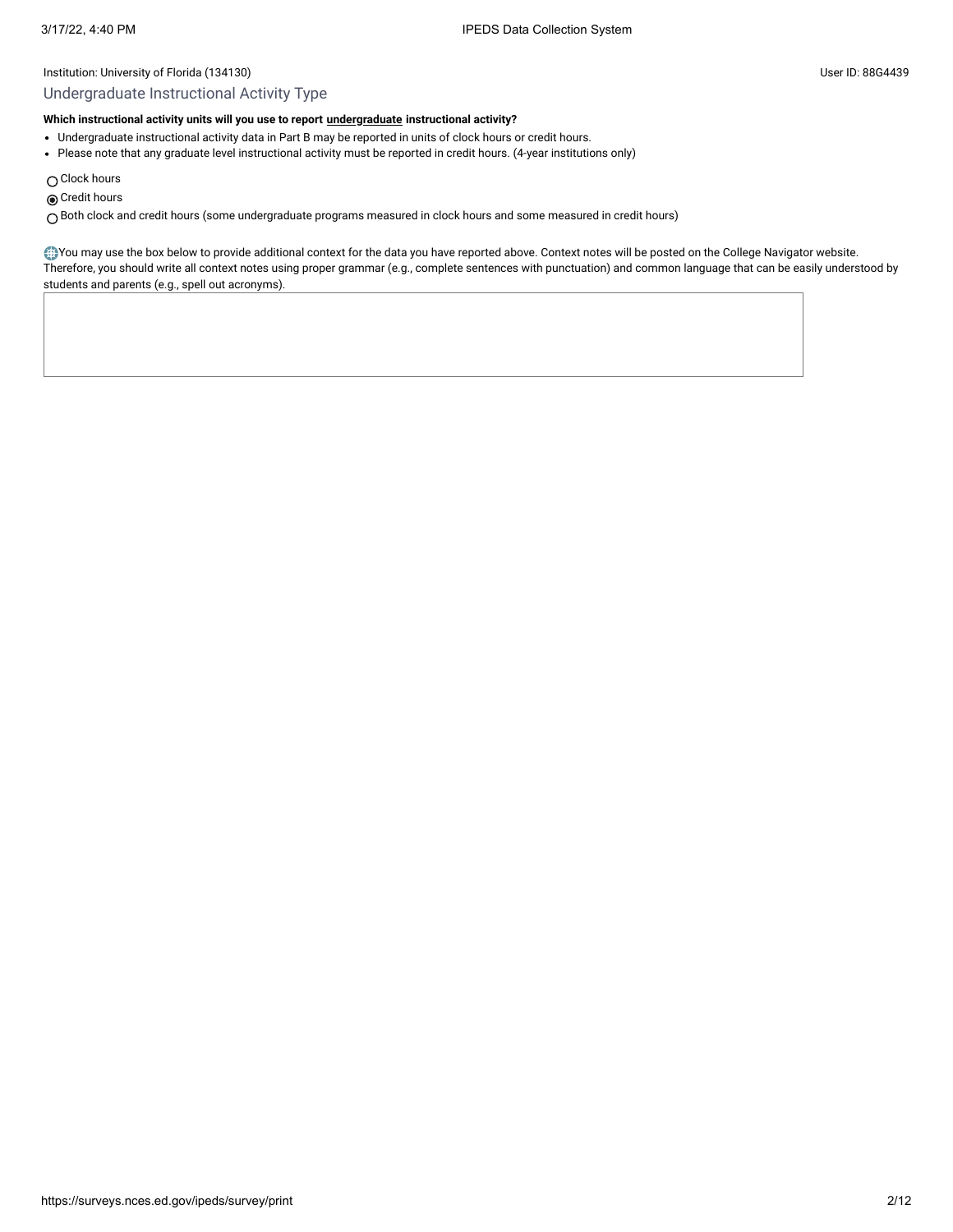Institution: University of Florida (134130)

User ID: 88G4439

## Undergraduate Instructional Activity Type

**Which instructional activity units will you use to report undergraduate instructional activity?**

- Undergraduate instructional activity data in Part B may be reported in units of clock hours or credit hours.
- Please note that any graduate level instructional activity must be reported in credit hours. (4-year institutions only)

○ Clock hours

◉ Credit hours

○ Both clock and credit hours (some undergraduate programs measured in clock hours and some measured in credit hours)

You may use the box below to provide additional context for the data you have reported above. Context notes will be posted on the College Navigator website. Therefore, you should write all context notes using proper grammar (e.g., complete sentences with punctuation) and common language that can be easily understood by students and parents (e.g., spell out acronyms).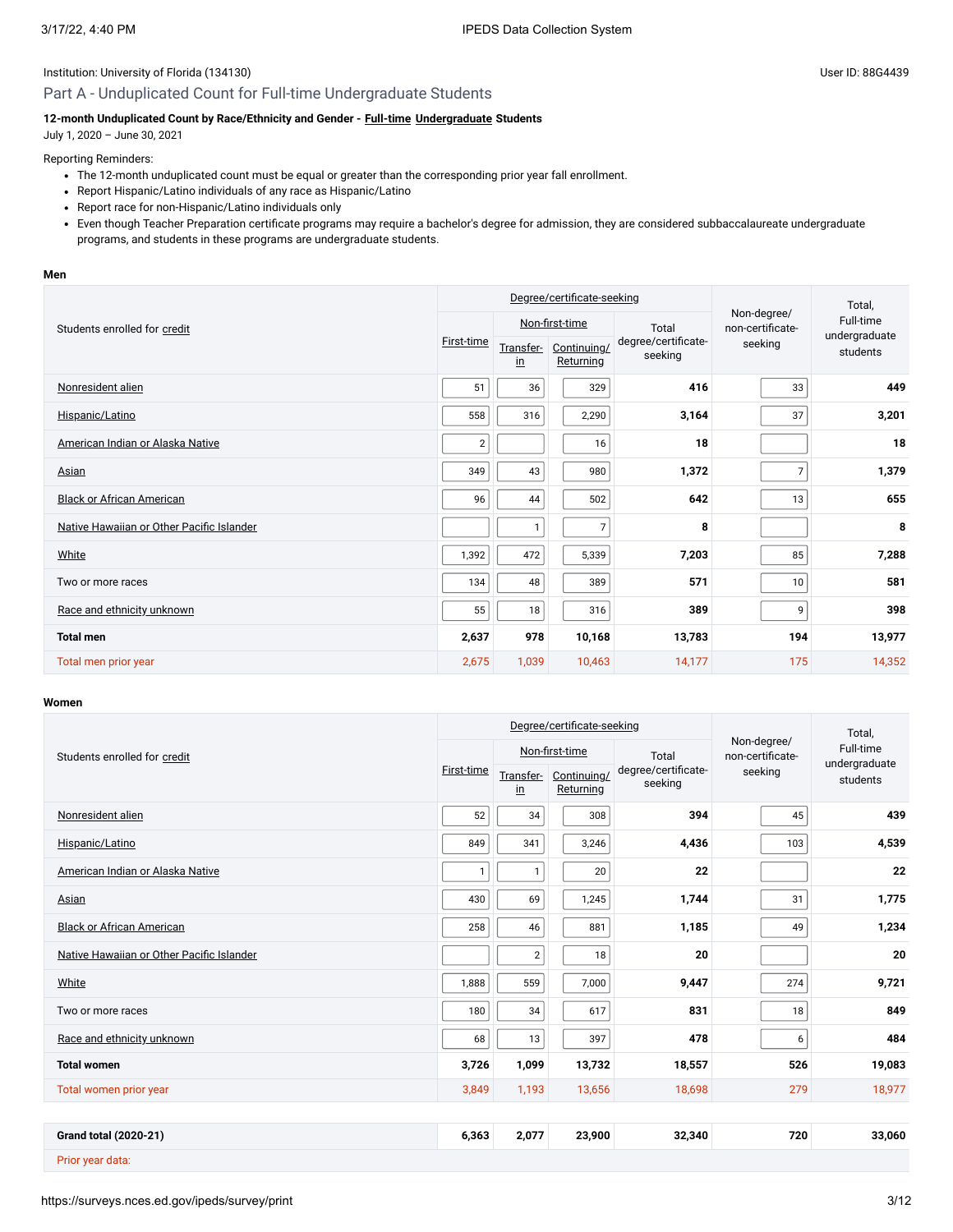Institution: University of Florida (134130)

User ID: 88G4439

## Part A - Unduplicated Count for Full-time Undergraduate Students

**12-month Unduplicated Count by Race/Ethnicity and Gender - Full-time Undergraduate Students**

July 1, 2020 – June 30, 2021

Reporting Reminders:

- The 12-month unduplicated count must be equal or greater than the corresponding prior year fall enrollment.
- Report Hispanic/Latino individuals of any race as Hispanic/Latino
- Report race for non-Hispanic/Latino individuals only
- Even though Teacher Preparation certificate programs may require a bachelor's degree for admission, they are considered subbaccalaureate undergraduate programs, and students in these programs are undergraduate students.

**Men**

| Students enrolled for credit | Degree/certificate-seeking | | | | Non-degree/ non-certificate-seeking | Total, Full-time undergraduate students |
|---|---|---|---|---|---|---|
| | First-time | Non-first-time | | Total degree/certificate-seeking | | |
| | | Transfer-in | Continuing/ Returning | | | |
| Nonresident alien | 51 | 36 | 329 | **416** | 33 | **449** |
| Hispanic/Latino | 558 | 316 | 2,290 | **3,164** | 37 | **3,201** |
| American Indian or Alaska Native | 2 | | 16 | **18** | | **18** |
| Asian | 349 | 43 | 980 | **1,372** | 7 | **1,379** |
| Black or African American | 96 | 44 | 502 | **642** | 13 | **655** |
| Native Hawaiian or Other Pacific Islander | | 1 | 7 | **8** | | **8** |
| White | 1,392 | 472 | 5,339 | **7,203** | 85 | **7,288** |
| Two or more races | 134 | 48 | 389 | **571** | 10 | **581** |
| Race and ethnicity unknown | 55 | 18 | 316 | **389** | 9 | **398** |
| **Total men** | **2,637** | **978** | **10,168** | **13,783** | **194** | **13,977** |
| Total men prior year | 2,675 | 1,039 | 10,463 | 14,177 | 175 | 14,352 |

**Women**

| Students enrolled for credit | Degree/certificate-seeking | | | | Non-degree/ non-certificate-seeking | Total, Full-time undergraduate students |
|---|---|---|---|---|---|---|
| | First-time | Non-first-time | | Total degree/certificate-seeking | | |
| | | Transfer-in | Continuing/ Returning | | | |
| Nonresident alien | 52 | 34 | 308 | **394** | 45 | **439** |
| Hispanic/Latino | 849 | 341 | 3,246 | **4,436** | 103 | **4,539** |
| American Indian or Alaska Native | 1 | 1 | 20 | **22** | | **22** |
| Asian | 430 | 69 | 1,245 | **1,744** | 31 | **1,775** |
| Black or African American | 258 | 46 | 881 | **1,185** | 49 | **1,234** |
| Native Hawaiian or Other Pacific Islander | | 2 | 18 | **20** | | **20** |
| White | 1,888 | 559 | 7,000 | **9,447** | 274 | **9,721** |
| Two or more races | 180 | 34 | 617 | **831** | 18 | **849** |
| Race and ethnicity unknown | 68 | 13 | 397 | **478** | 6 | **484** |
| **Total women** | **3,726** | **1,099** | **13,732** | **18,557** | **526** | **19,083** |
| Total women prior year | 3,849 | 1,193 | 13,656 | 18,698 | 279 | 18,977 |

| | | | | | | |
|---|---|---|---|---|---|---|
| **Grand total (2020-21)** | **6,363** | **2,077** | **23,900** | **32,340** | **720** | **33,060** |
| Prior year data: | | | | | | |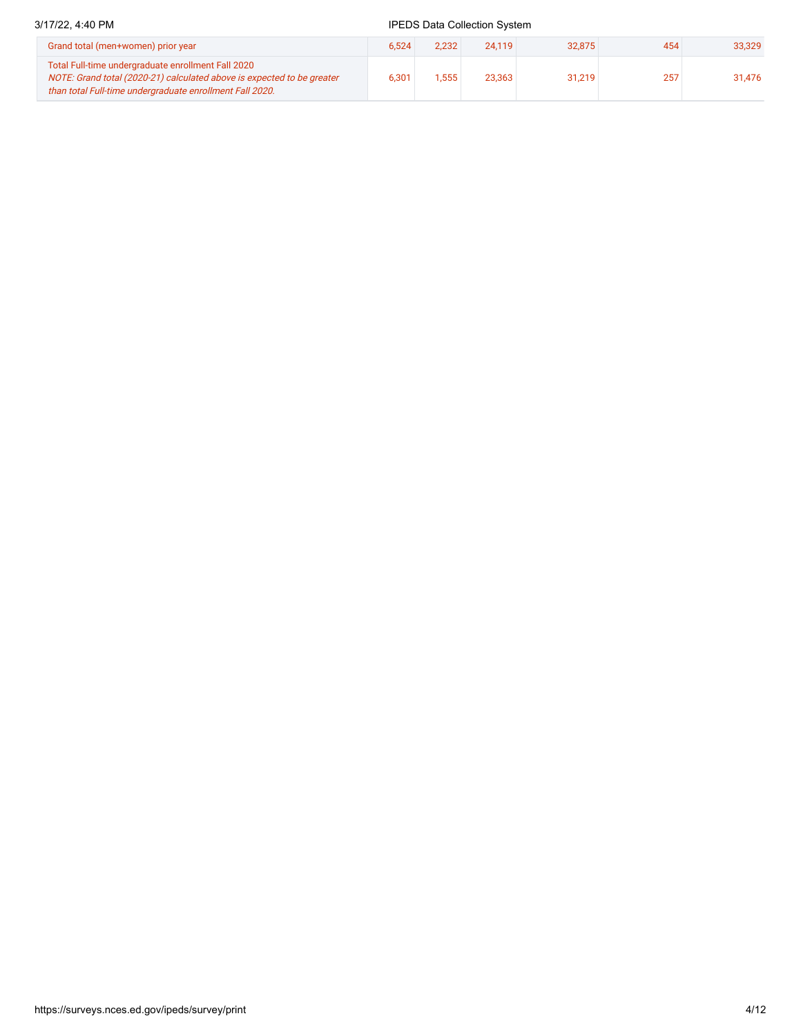| | | | | | | |
|---|---|---|---|---|---|---|
| Grand total (men+women) prior year | 6,524 | 2,232 | 24,119 | 32,875 | 454 | 33,329 |
| Total Full-time undergraduate enrollment Fall 2020 *NOTE: Grand total (2020-21) calculated above is expected to be greater than total Full-time undergraduate enrollment Fall 2020.* | 6,301 | 1,555 | 23,363 | 31,219 | 257 | 31,476 |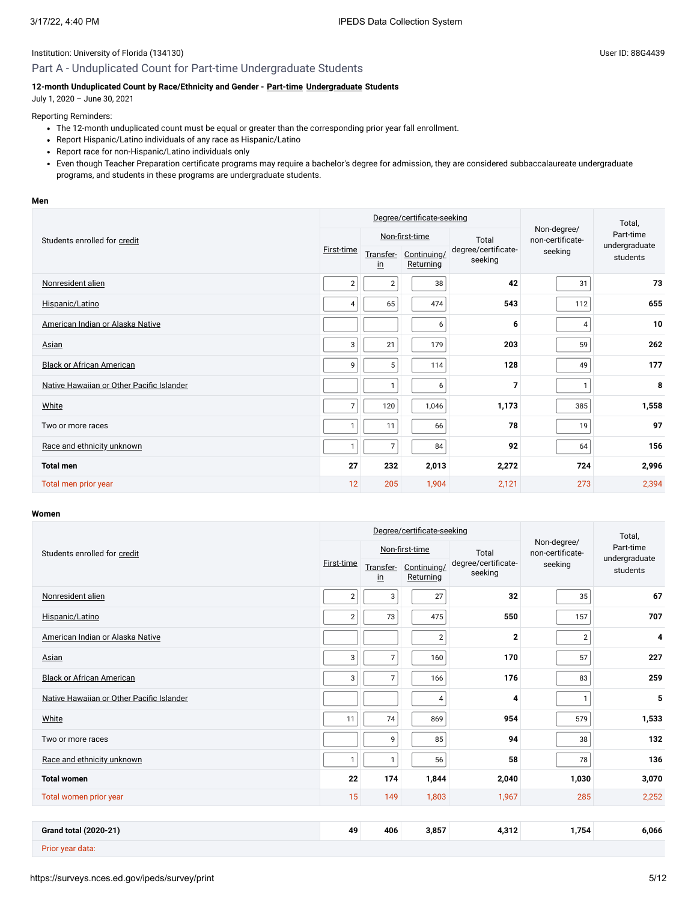Institution: University of Florida (134130)

User ID: 88G4439

## Part A - Unduplicated Count for Part-time Undergraduate Students

**12-month Unduplicated Count by Race/Ethnicity and Gender - Part-time Undergraduate Students**
July 1, 2020 – June 30, 2021

Reporting Reminders:

- The 12-month unduplicated count must be equal or greater than the corresponding prior year fall enrollment.
- Report Hispanic/Latino individuals of any race as Hispanic/Latino
- Report race for non-Hispanic/Latino individuals only
- Even though Teacher Preparation certificate programs may require a bachelor's degree for admission, they are considered subbaccalaureate undergraduate programs, and students in these programs are undergraduate students.

**Men**

| Students enrolled for credit | Degree/certificate-seeking | | | | Non-degree/ non-certificate-seeking | Total, Part-time undergraduate students |
|---|---|---|---|---|---|---|
| | First-time | Non-first-time | | Total degree/certificate-seeking | | |
| | | Transfer-in | Continuing/ Returning | | | |
| Nonresident alien | 2 | 2 | 38 | **42** | 31 | **73** |
| Hispanic/Latino | 4 | 65 | 474 | **543** | 112 | **655** |
| American Indian or Alaska Native | | | 6 | **6** | 4 | **10** |
| Asian | 3 | 21 | 179 | **203** | 59 | **262** |
| Black or African American | 9 | 5 | 114 | **128** | 49 | **177** |
| Native Hawaiian or Other Pacific Islander | | 1 | 6 | **7** | 1 | **8** |
| White | 7 | 120 | 1,046 | **1,173** | 385 | **1,558** |
| Two or more races | 1 | 11 | 66 | **78** | 19 | **97** |
| Race and ethnicity unknown | 1 | 7 | 84 | **92** | 64 | **156** |
| **Total men** | **27** | **232** | **2,013** | **2,272** | **724** | **2,996** |
| Total men prior year | 12 | 205 | 1,904 | 2,121 | 273 | 2,394 |

**Women**

| Students enrolled for credit | Degree/certificate-seeking | | | | Non-degree/ non-certificate-seeking | Total, Part-time undergraduate students |
|---|---|---|---|---|---|---|
| | First-time | Non-first-time | | Total degree/certificate-seeking | | |
| | | Transfer-in | Continuing/ Returning | | | |
| Nonresident alien | 2 | 3 | 27 | **32** | 35 | **67** |
| Hispanic/Latino | 2 | 73 | 475 | **550** | 157 | **707** |
| American Indian or Alaska Native | | | 2 | **2** | 2 | **4** |
| Asian | 3 | 7 | 160 | **170** | 57 | **227** |
| Black or African American | 3 | 7 | 166 | **176** | 83 | **259** |
| Native Hawaiian or Other Pacific Islander | | | 4 | **4** | 1 | **5** |
| White | 11 | 74 | 869 | **954** | 579 | **1,533** |
| Two or more races | | 9 | 85 | **94** | 38 | **132** |
| Race and ethnicity unknown | 1 | 1 | 56 | **58** | 78 | **136** |
| **Total women** | **22** | **174** | **1,844** | **2,040** | **1,030** | **3,070** |
| Total women prior year | 15 | 149 | 1,803 | 1,967 | 285 | 2,252 |

| | | | | | | |
|---|---|---|---|---|---|---|
| **Grand total (2020-21)** | **49** | **406** | **3,857** | **4,312** | **1,754** | **6,066** |
| Prior year data: | | | | | | |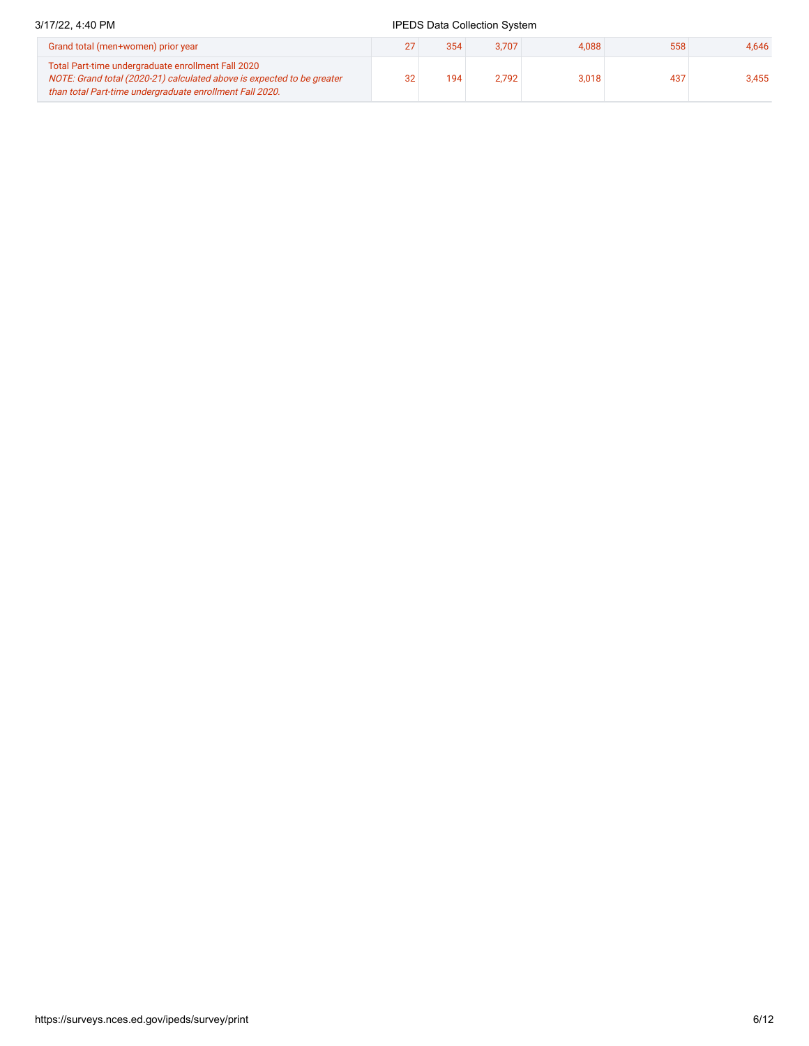| | | | | | | |
|---|---|---|---|---|---|---|
| Grand total (men+women) prior year | 27 | 354 | 3,707 | 4,088 | 558 | 4,646 |
| Total Part-time undergraduate enrollment Fall 2020 *NOTE: Grand total (2020-21) calculated above is expected to be greater than total Part-time undergraduate enrollment Fall 2020.* | 32 | 194 | 2,792 | 3,018 | 437 | 3,455 |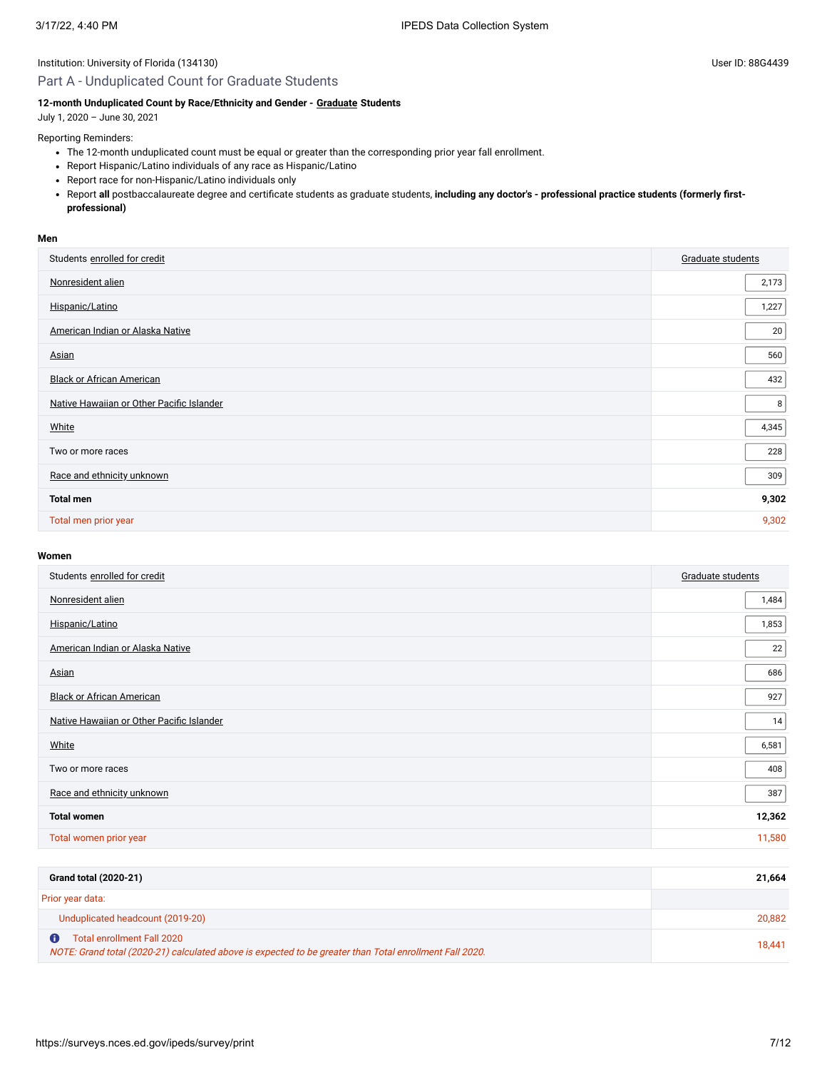Institution: University of Florida (134130)

User ID: 88G4439

## Part A - Unduplicated Count for Graduate Students

**12-month Unduplicated Count by Race/Ethnicity and Gender - Graduate Students**

July 1, 2020 – June 30, 2021

Reporting Reminders:

- The 12-month unduplicated count must be equal or greater than the corresponding prior year fall enrollment.
- Report Hispanic/Latino individuals of any race as Hispanic/Latino
- Report race for non-Hispanic/Latino individuals only
- Report **all** postbaccalaureate degree and certificate students as graduate students, **including any doctor's - professional practice students (formerly first-professional)**

**Men**

| Students enrolled for credit | Graduate students |
|---|---|
| Nonresident alien | 2,173 |
| Hispanic/Latino | 1,227 |
| American Indian or Alaska Native | 20 |
| Asian | 560 |
| Black or African American | 432 |
| Native Hawaiian or Other Pacific Islander | 8 |
| White | 4,345 |
| Two or more races | 228 |
| Race and ethnicity unknown | 309 |
| **Total men** | **9,302** |
| Total men prior year | 9,302 |

**Women**

| Students enrolled for credit | Graduate students |
|---|---|
| Nonresident alien | 1,484 |
| Hispanic/Latino | 1,853 |
| American Indian or Alaska Native | 22 |
| Asian | 686 |
| Black or African American | 927 |
| Native Hawaiian or Other Pacific Islander | 14 |
| White | 6,581 |
| Two or more races | 408 |
| Race and ethnicity unknown | 387 |
| **Total women** | **12,362** |
| Total women prior year | 11,580 |

| **Grand total (2020-21)** | **21,664** |
|---|---|
| Prior year data: | |
| Unduplicated headcount (2019-20) | 20,882 |
| Total enrollment Fall 2020 *NOTE: Grand total (2020-21) calculated above is expected to be greater than Total enrollment Fall 2020.* | 18,441 |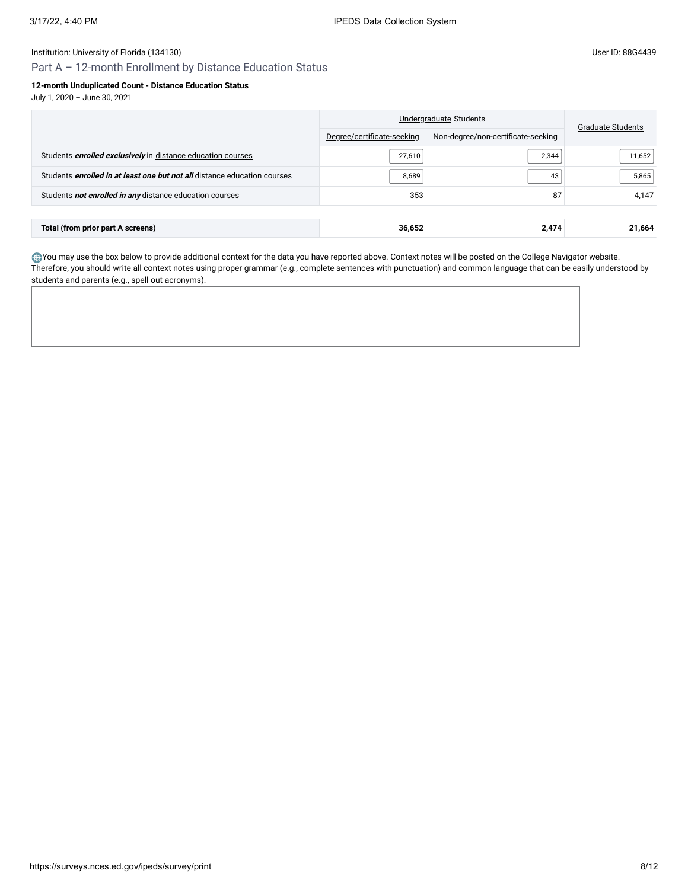Institution: University of Florida (134130)

User ID: 88G4439

## Part A – 12-month Enrollment by Distance Education Status

**12-month Unduplicated Count - Distance Education Status**

July 1, 2020 – June 30, 2021

| | Undergraduate Students | | Graduate Students |
|---|---|---|---|
| | Degree/certificate-seeking | Non-degree/non-certificate-seeking | |
| Students ***enrolled exclusively*** in distance education courses | 27,610 | 2,344 | 11,652 |
| Students ***enrolled in at least one but not all*** distance education courses | 8,689 | 43 | 5,865 |
| Students ***not enrolled in any*** distance education courses | 353 | 87 | 4,147 |
| **Total (from prior part A screens)** | **36,652** | **2,474** | **21,664** |

You may use the box below to provide additional context for the data you have reported above. Context notes will be posted on the College Navigator website. Therefore, you should write all context notes using proper grammar (e.g., complete sentences with punctuation) and common language that can be easily understood by students and parents (e.g., spell out acronyms).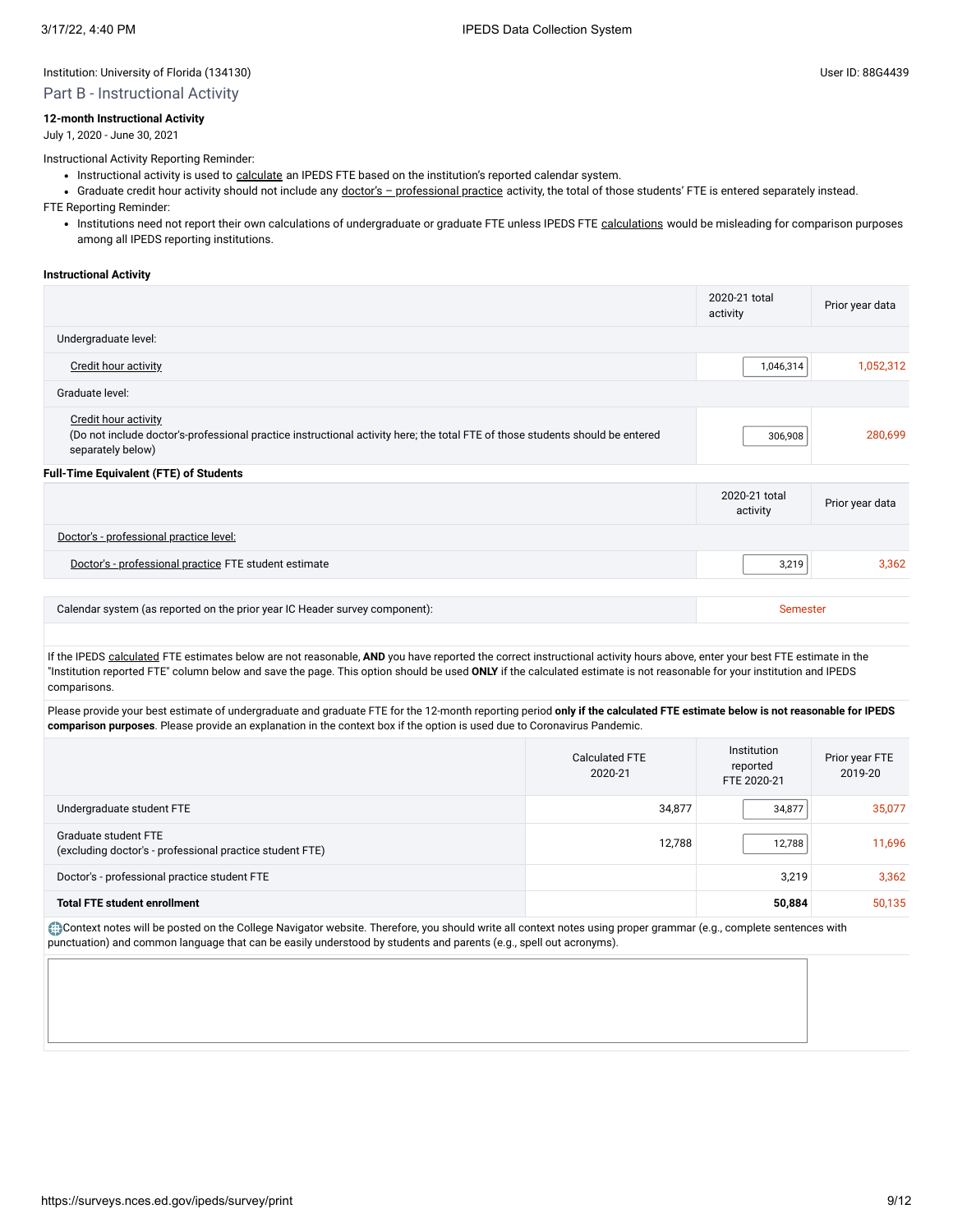Institution: University of Florida (134130)

User ID: 88G4439

## Part B - Instructional Activity

**12-month Instructional Activity**

July 1, 2020 - June 30, 2021

Instructional Activity Reporting Reminder:

- Instructional activity is used to calculate an IPEDS FTE based on the institution's reported calendar system.
- Graduate credit hour activity should not include any doctor's – professional practice activity, the total of those students' FTE is entered separately instead.

FTE Reporting Reminder:

- Institutions need not report their own calculations of undergraduate or graduate FTE unless IPEDS FTE calculations would be misleading for comparison purposes among all IPEDS reporting institutions.

**Instructional Activity**

| | 2020-21 total activity | Prior year data |
|---|---|---|
| Undergraduate level: | | |
| Credit hour activity | 1,046,314 | 1,052,312 |
| Graduate level: | | |
| Credit hour activity (Do not include doctor's-professional practice instructional activity here; the total FTE of those students should be entered separately below) | 306,908 | 280,699 |

**Full-Time Equivalent (FTE) of Students**

| | 2020-21 total activity | Prior year data |
|---|---|---|
| Doctor's - professional practice level: | | |
| Doctor's - professional practice FTE student estimate | 3,219 | 3,362 |

| | |
|---|---|
| Calendar system (as reported on the prior year IC Header survey component): | Semester |

If the IPEDS calculated FTE estimates below are not reasonable, **AND** you have reported the correct instructional activity hours above, enter your best FTE estimate in the "Institution reported FTE" column below and save the page. This option should be used **ONLY** if the calculated estimate is not reasonable for your institution and IPEDS comparisons.

Please provide your best estimate of undergraduate and graduate FTE for the 12-month reporting period **only if the calculated FTE estimate below is not reasonable for IPEDS comparison purposes**. Please provide an explanation in the context box if the option is used due to Coronavirus Pandemic.

| | Calculated FTE 2020-21 | Institution reported FTE 2020-21 | Prior year FTE 2019-20 |
|---|---|---|---|
| Undergraduate student FTE | 34,877 | 34,877 | 35,077 |
| Graduate student FTE (excluding doctor's - professional practice student FTE) | 12,788 | 12,788 | 11,696 |
| Doctor's - professional practice student FTE | | 3,219 | 3,362 |
| **Total FTE student enrollment** | | **50,884** | 50,135 |

Context notes will be posted on the College Navigator website. Therefore, you should write all context notes using proper grammar (e.g., complete sentences with punctuation) and common language that can be easily understood by students and parents (e.g., spell out acronyms).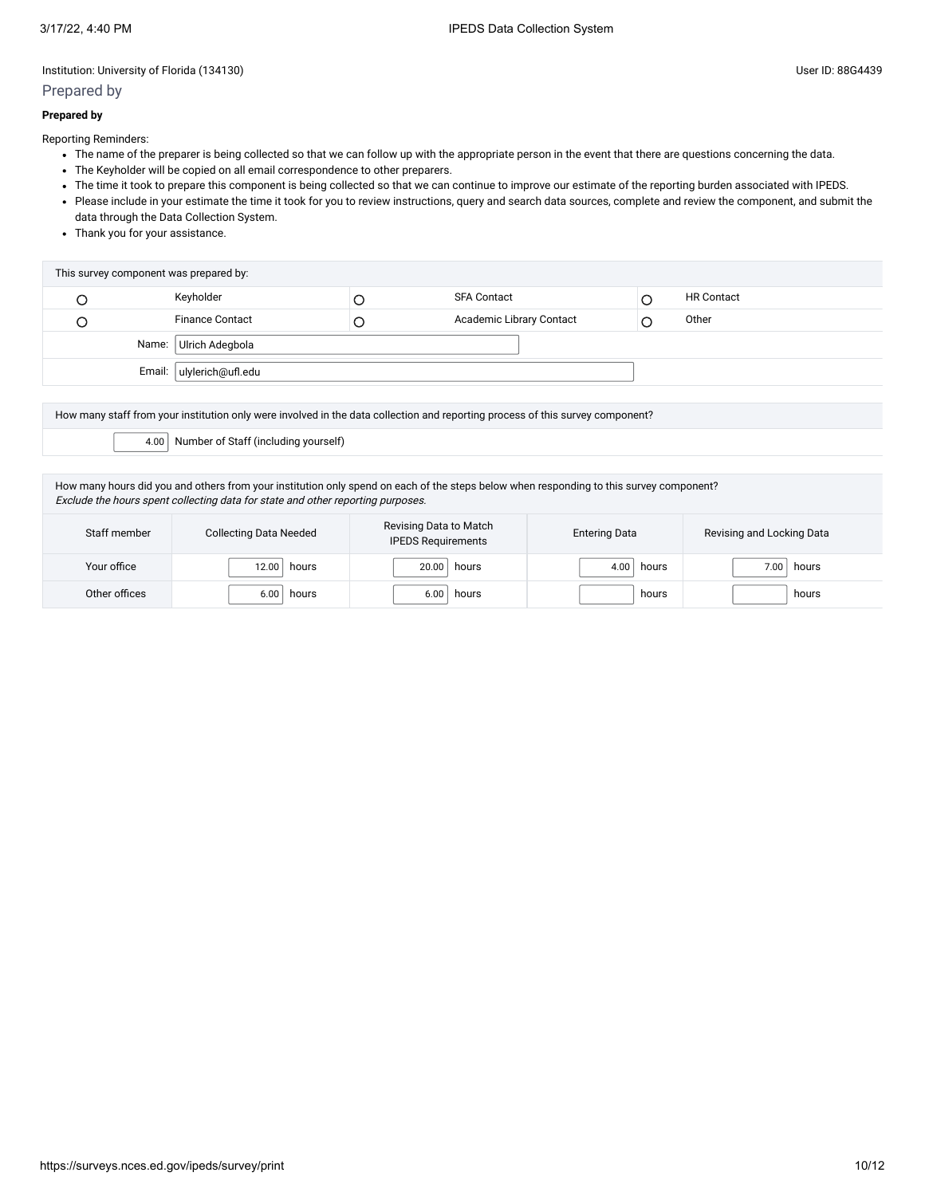Institution: University of Florida (134130)

User ID: 88G4439

## Prepared by

**Prepared by**

Reporting Reminders:

- The name of the preparer is being collected so that we can follow up with the appropriate person in the event that there are questions concerning the data.
- The Keyholder will be copied on all email correspondence to other preparers.
- The time it took to prepare this component is being collected so that we can continue to improve our estimate of the reporting burden associated with IPEDS.
- Please include in your estimate the time it took for you to review instructions, query and search data sources, complete and review the component, and submit the data through the Data Collection System.
- Thank you for your assistance.

| This survey component was prepared by: | | | | | |
|---|---|---|---|---|---|
| ○ | Keyholder | ○ | SFA Contact | ○ | HR Contact |
| ○ | Finance Contact | ○ | Academic Library Contact | ○ | Other |
| Name: | Ulrich Adegbola | | | | |
| Email: | ulylerich@ufl.edu | | | | |

How many staff from your institution only were involved in the data collection and reporting process of this survey component?

4.00 Number of Staff (including yourself)

How many hours did you and others from your institution only spend on each of the steps below when responding to this survey component?
*Exclude the hours spent collecting data for state and other reporting purposes.*

| Staff member | Collecting Data Needed | Revising Data to Match IPEDS Requirements | Entering Data | Revising and Locking Data |
|---|---|---|---|---|
| Your office | 12.00 hours | 20.00 hours | 4.00 hours | 7.00 hours |
| Other offices | 6.00 hours | 6.00 hours | hours | hours |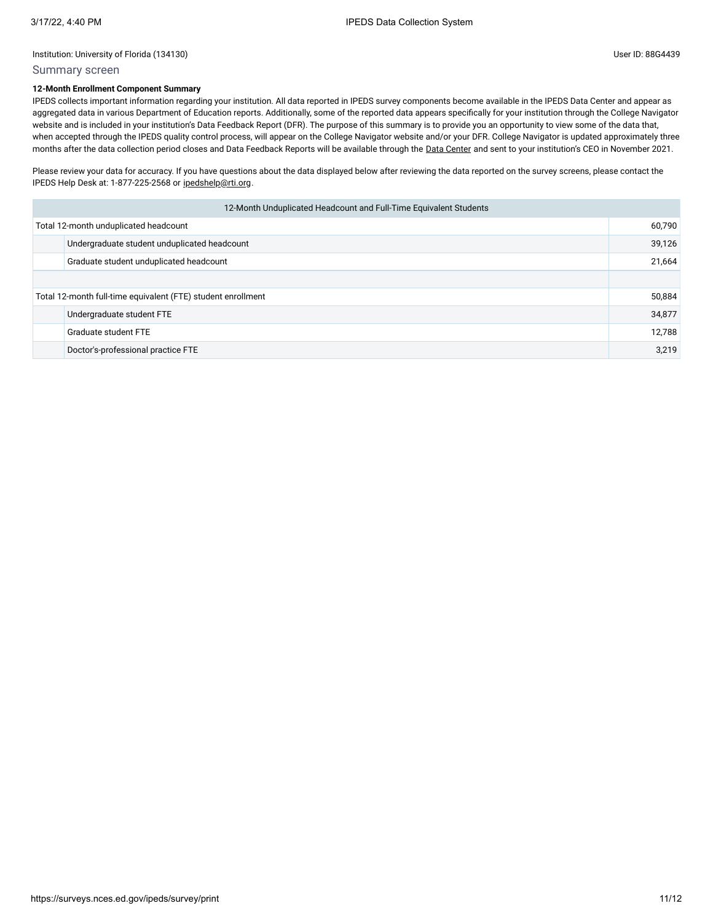Institution: University of Florida (134130)

User ID: 88G4439

## Summary screen

**12-Month Enrollment Component Summary**

IPEDS collects important information regarding your institution. All data reported in IPEDS survey components become available in the IPEDS Data Center and appear as aggregated data in various Department of Education reports. Additionally, some of the reported data appears specifically for your institution through the College Navigator website and is included in your institution's Data Feedback Report (DFR). The purpose of this summary is to provide you an opportunity to view some of the data that, when accepted through the IPEDS quality control process, will appear on the College Navigator website and/or your DFR. College Navigator is updated approximately three months after the data collection period closes and Data Feedback Reports will be available through the Data Center and sent to your institution's CEO in November 2021.

Please review your data for accuracy. If you have questions about the data displayed below after reviewing the data reported on the survey screens, please contact the IPEDS Help Desk at: 1-877-225-2568 or ipedshelp@rti.org.

| 12-Month Unduplicated Headcount and Full-Time Equivalent Students | | |
|---|---|---|
| Total 12-month unduplicated headcount | | 60,790 |
| | Undergraduate student unduplicated headcount | 39,126 |
| | Graduate student unduplicated headcount | 21,664 |
| | | |
| Total 12-month full-time equivalent (FTE) student enrollment | | 50,884 |
| | Undergraduate student FTE | 34,877 |
| | Graduate student FTE | 12,788 |
| | Doctor's-professional practice FTE | 3,219 |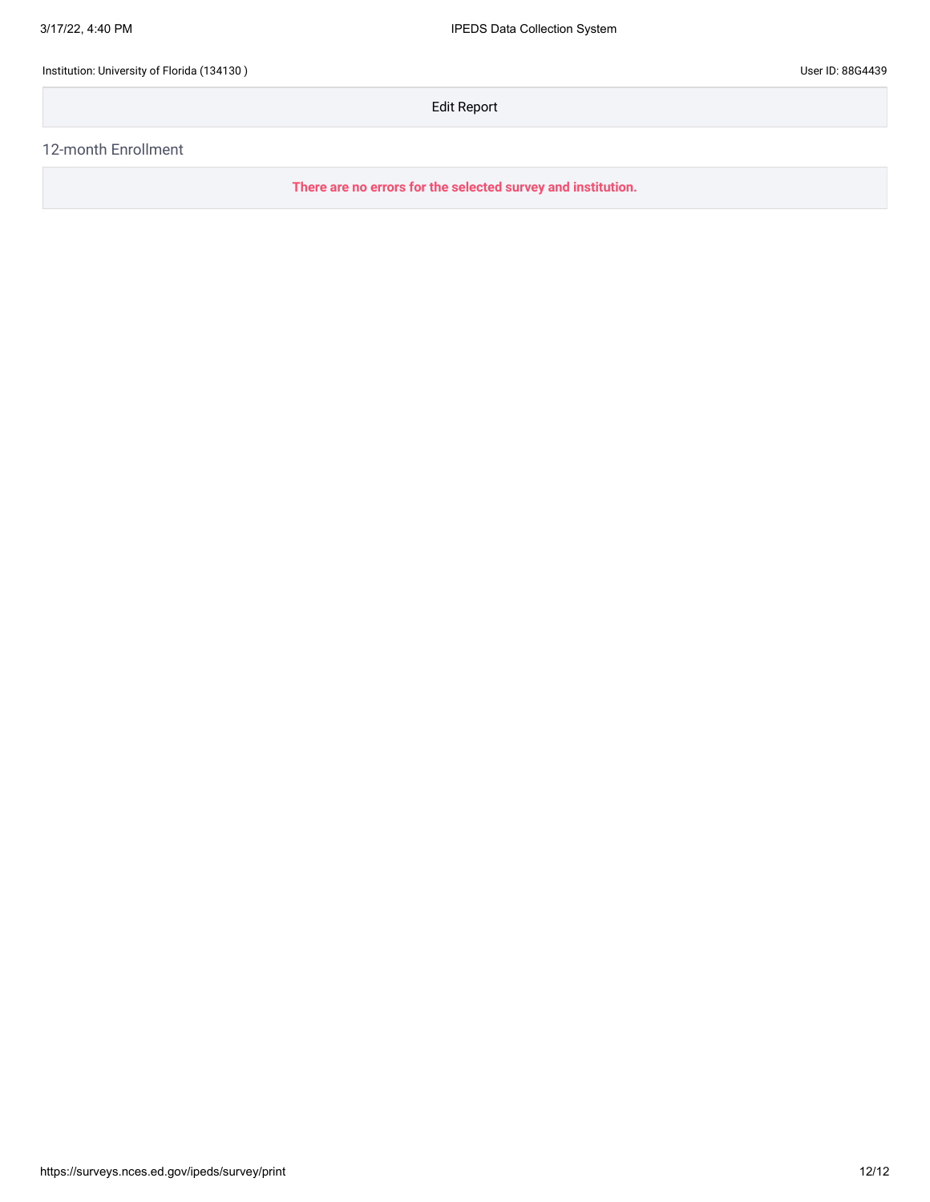Institution: University of Florida (134130 )

User ID: 88G4439

Edit Report

## 12-month Enrollment

**There are no errors for the selected survey and institution.**